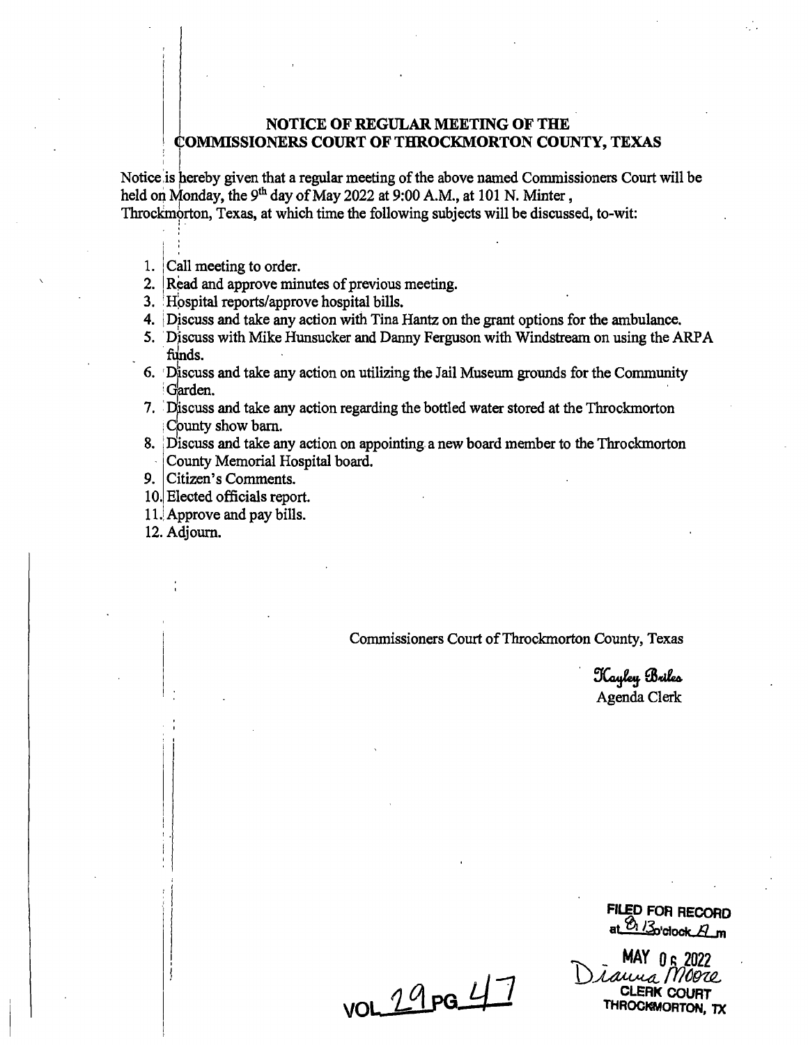## NOTICE OF REGULAR MEETING OF THE COMMISSIONERS COURT OF THROCKMORTON COUNTY, TEXAS

Notice is hereby given that a regular meeting of the above named Commissioners Court will be held on Monday, the 9th day of May 2022 at 9:00 A.M., at 101 N. Minter, Throckmorton, Texas, at which time the following subjects will be discussed, to-wit:

1. Call meeting to order.
2. Read and approve minutes of previous meeting.
3. Hospital reports/approve hospital bills.
4. Discuss and take any action with Tina Hantz on the grant options for the ambulance.
5. Discuss with Mike Hunsucker and Danny Ferguson with Windstream on using the ARPA funds.
6. Discuss and take any action on utilizing the Jail Museum grounds for the Community Garden.
7. Discuss and take any action regarding the bottled water stored at the Throckmorton County show barn.
8. Discuss and take any action on appointing a new board member to the Throckmorton County Memorial Hospital board.
9. Citizen's Comments.
10. Elected officials report.
11. Approve and pay bills.
12. Adjourn.

Commissioners Court of Throckmorton County, Texas

*Kayley Briles*
Agenda Clerk

FILED FOR RECORD
at 8:13 o'clock A m

MAY 06 2022
*Dianna Moore*
CLERK COURT
THROCKMORTON, TX

VOL 29 PG 47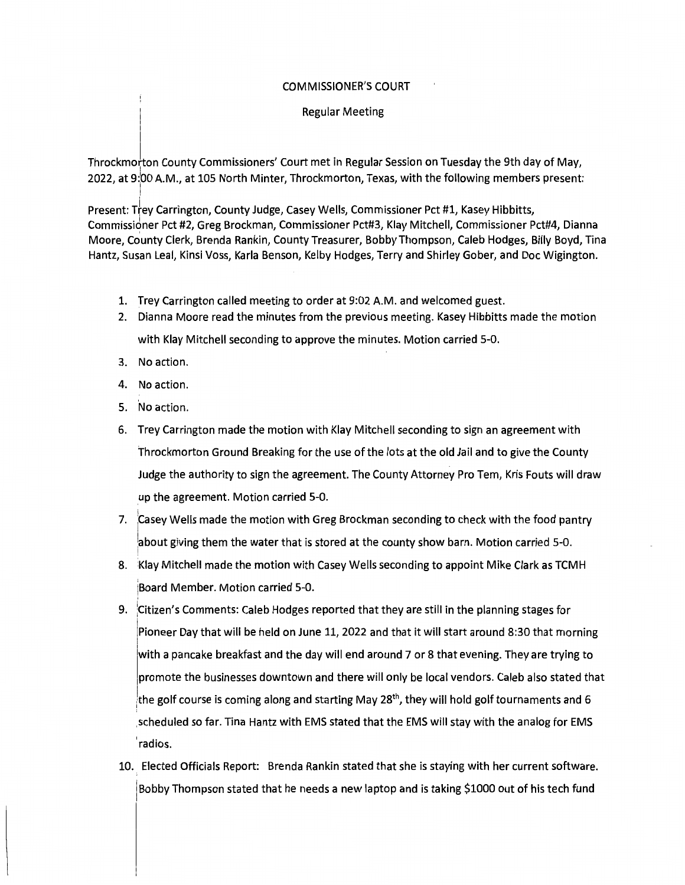COMMISSIONER'S COURT

Regular Meeting

Throckmorton County Commissioners' Court met in Regular Session on Tuesday the 9th day of May, 2022, at 9:00 A.M., at 105 North Minter, Throckmorton, Texas, with the following members present:

Present: Trey Carrington, County Judge, Casey Wells, Commissioner Pct #1, Kasey Hibbitts, Commissioner Pct #2, Greg Brockman, Commissioner Pct#3, Klay Mitchell, Commissioner Pct#4, Dianna Moore, County Clerk, Brenda Rankin, County Treasurer, Bobby Thompson, Caleb Hodges, Billy Boyd, Tina Hantz, Susan Leal, Kinsi Voss, Karla Benson, Kelby Hodges, Terry and Shirley Gober, and Doc Wigington.

1. Trey Carrington called meeting to order at 9:02 A.M. and welcomed guest.
2. Dianna Moore read the minutes from the previous meeting. Kasey Hibbitts made the motion with Klay Mitchell seconding to approve the minutes. Motion carried 5-0.
3. No action.
4. No action.
5. No action.
6. Trey Carrington made the motion with Klay Mitchell seconding to sign an agreement with Throckmorton Ground Breaking for the use of the lots at the old Jail and to give the County Judge the authority to sign the agreement. The County Attorney Pro Tem, Kris Fouts will draw up the agreement. Motion carried 5-0.
7. Casey Wells made the motion with Greg Brockman seconding to check with the food pantry about giving them the water that is stored at the county show barn. Motion carried 5-0.
8. Klay Mitchell made the motion with Casey Wells seconding to appoint Mike Clark as TCMH Board Member. Motion carried 5-0.
9. Citizen's Comments: Caleb Hodges reported that they are still in the planning stages for Pioneer Day that will be held on June 11, 2022 and that it will start around 8:30 that morning with a pancake breakfast and the day will end around 7 or 8 that evening. They are trying to promote the businesses downtown and there will only be local vendors. Caleb also stated that the golf course is coming along and starting May 28th, they will hold golf tournaments and 6 scheduled so far. Tina Hantz with EMS stated that the EMS will stay with the analog for EMS radios.
10. Elected Officials Report: Brenda Rankin stated that she is staying with her current software. Bobby Thompson stated that he needs a new laptop and is taking $1000 out of his tech fund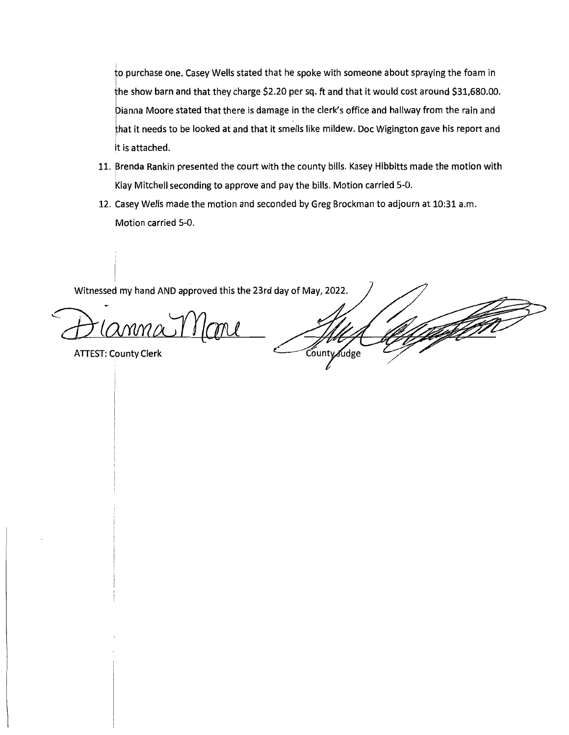to purchase one. Casey Wells stated that he spoke with someone about spraying the foam in the show barn and that they charge $2.20 per sq. ft and that it would cost around $31,680.00. Dianna Moore stated that there is damage in the clerk's office and hallway from the rain and that it needs to be looked at and that it smells like mildew. Doc Wigington gave his report and it is attached.

11. Brenda Rankin presented the court with the county bills. Kasey Hibbitts made the motion with Klay Mitchell seconding to approve and pay the bills. Motion carried 5-0.
12. Casey Wells made the motion and seconded by Greg Brockman to adjourn at 10:31 a.m. Motion carried 5-0.

Witnessed my hand AND approved this the 23rd day of May, 2022.

Dianna Moore

ATTEST: County Clerk

County Judge